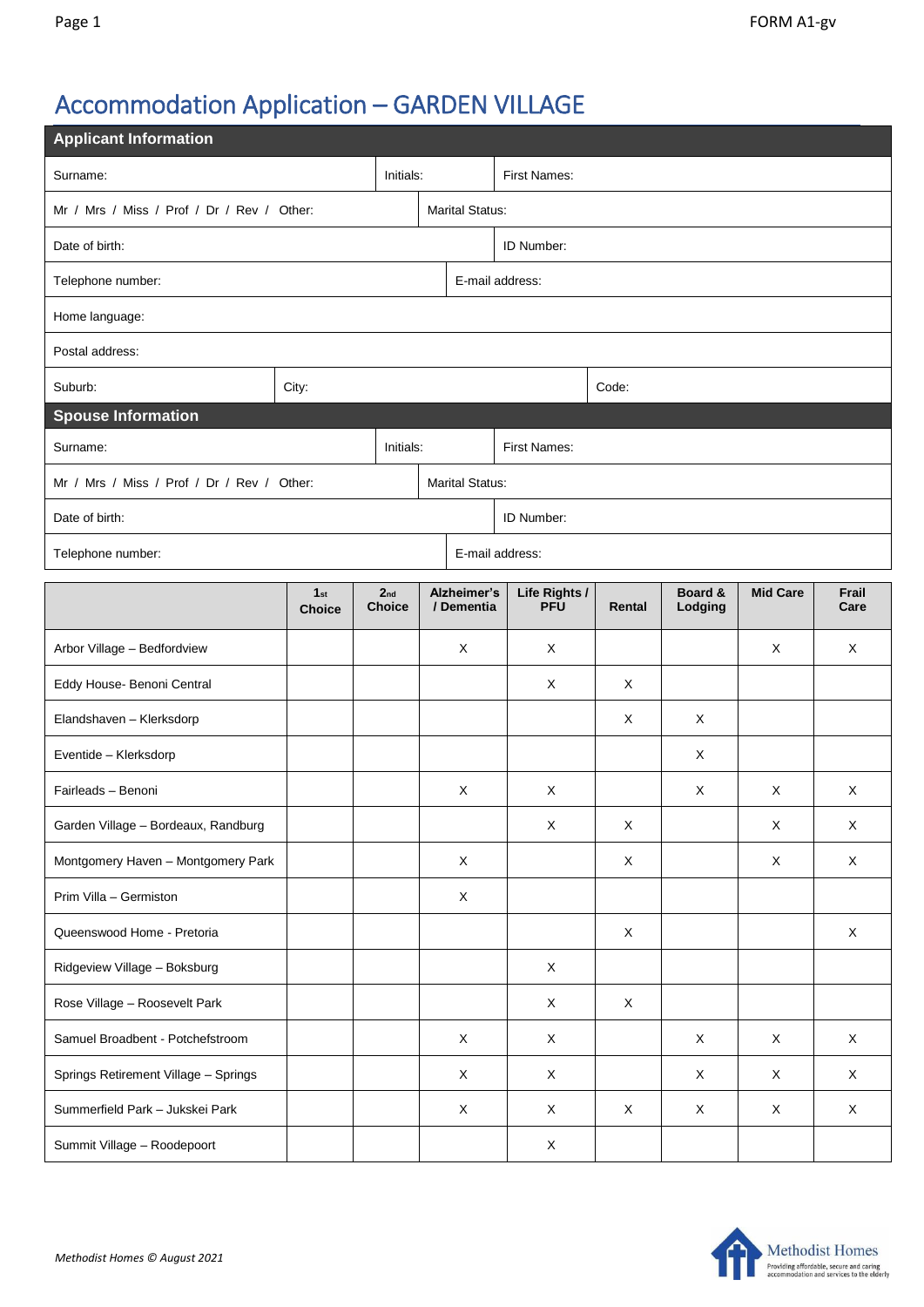# Accommodation Application – GARDEN VILLAGE

| Applicant Information | | | |
|---|---|---|---|
| Surname: | Initials: | First Names: | |
| Mr / Mrs / Miss / Prof / Dr / Rev / Other: | | Marital Status: | |
| Date of birth: | | ID Number: | |
| Telephone number: | | E-mail address: | |
| Home language: | | | |
| Postal address: | | | |
| Suburb: | City: | | Code: |

| Spouse Information | | |
|---|---|---|
| Surname: | Initials: | First Names: |
| Mr / Mrs / Miss / Prof / Dr / Rev / Other: | Marital Status: | |
| Date of birth: | | ID Number: |
| Telephone number: | E-mail address: | |

| | 1st Choice | 2nd Choice | Alzheimer's / Dementia | Life Rights / PFU | Rental | Board & Lodging | Mid Care | Frail Care |
|---|---|---|---|---|---|---|---|---|
| Arbor Village – Bedfordview | | | X | X | | | X | X |
| Eddy House- Benoni Central | | | | X | X | | | |
| Elandshaven – Klerksdorp | | | | | X | X | | |
| Eventide – Klerksdorp | | | | | | X | | |
| Fairleads – Benoni | | | X | X | | X | X | X |
| Garden Village – Bordeaux, Randburg | | | | X | X | | X | X |
| Montgomery Haven – Montgomery Park | | | X | | X | | X | X |
| Prim Villa – Germiston | | | X | | | | | |
| Queenswood Home - Pretoria | | | | | X | | | X |
| Ridgeview Village – Boksburg | | | | X | | | | |
| Rose Village – Roosevelt Park | | | | X | X | | | |
| Samuel Broadbent - Potchefstroom | | | X | X | | X | X | X |
| Springs Retirement Village – Springs | | | X | X | | X | X | X |
| Summerfield Park – Jukskei Park | | | X | X | X | X | X | X |
| Summit Village – Roodepoort | | | | X | | | | |

*Methodist Homes © August 2021*

Methodist Homes
Providing affordable, secure and caring accommodation and services to the elderly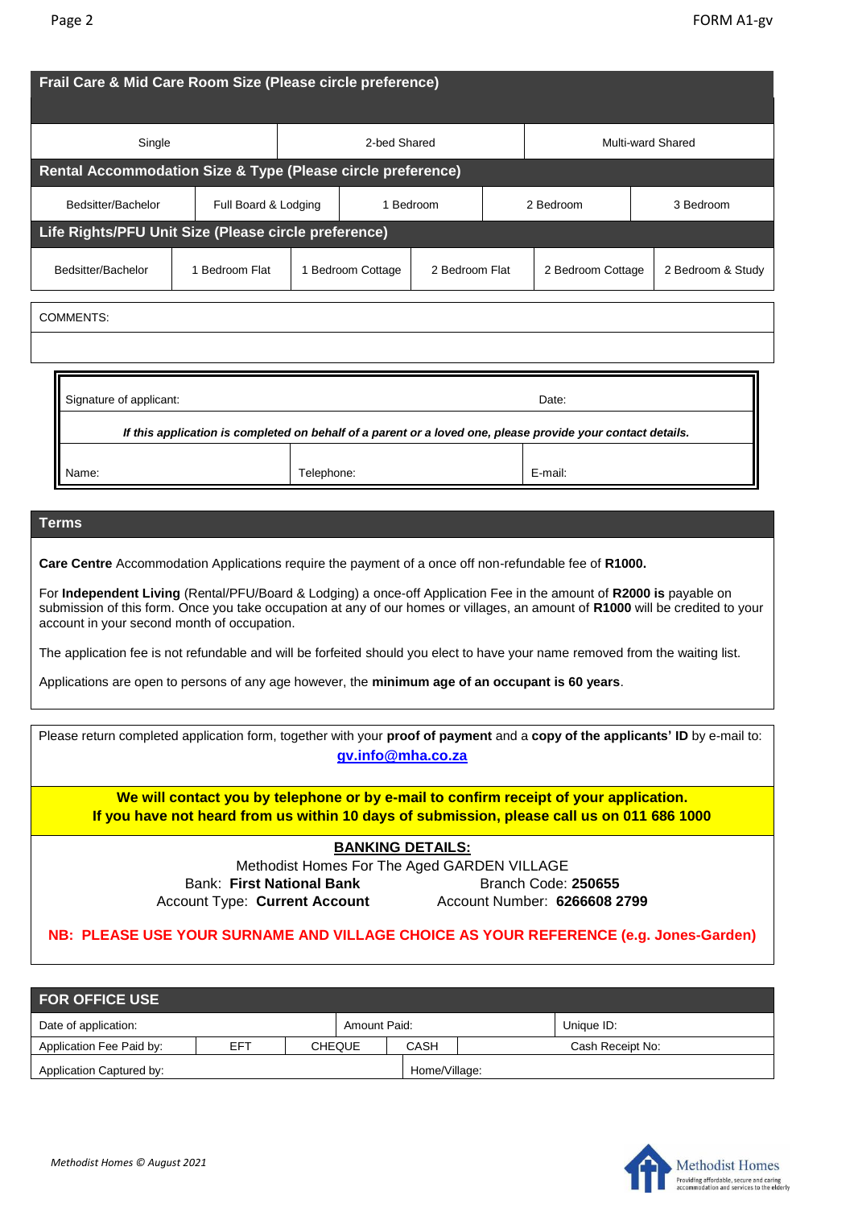## Frail Care & Mid Care Room Size (Please circle preference)

| Single | 2-bed Shared | Multi-ward Shared |
|---|---|---|

## Rental Accommodation Size & Type (Please circle preference)

| Bedsitter/Bachelor | Full Board & Lodging | 1 Bedroom | 2 Bedroom | 3 Bedroom |
|---|---|---|---|---|

## Life Rights/PFU Unit Size (Please circle preference)

| Bedsitter/Bachelor | 1 Bedroom Flat | 1 Bedroom Cottage | 2 Bedroom Flat | 2 Bedroom Cottage | 2 Bedroom & Study |
|---|---|---|---|---|---|

COMMENTS:

| Signature of applicant: | | Date: |
|---|---|---|
| ***If this application is completed on behalf of a parent or a loved one, please provide your contact details.*** | | |
| Name: | Telephone: | E-mail: |

## Terms

**Care Centre** Accommodation Applications require the payment of a once off non-refundable fee of **R1000.**

For **Independent Living** (Rental/PFU/Board & Lodging) a once-off Application Fee in the amount of **R2000 is** payable on submission of this form. Once you take occupation at any of our homes or villages, an amount of **R1000** will be credited to your account in your second month of occupation.

The application fee is not refundable and will be forfeited should you elect to have your name removed from the waiting list.

Applications are open to persons of any age however, the **minimum age of an occupant is 60 years**.

Please return completed application form, together with your **proof of payment** and a **copy of the applicants' ID** by e-mail to: **gv.info@mha.co.za**

**We will contact you by telephone or by e-mail to confirm receipt of your application.**
**If you have not heard from us within 10 days of submission, please call us on 011 686 1000**

**BANKING DETAILS:**

Methodist Homes For The Aged GARDEN VILLAGE

Bank: **First National Bank** Branch Code: **250655**

Account Type: **Current Account** Account Number: **6266608 2799**

**NB: PLEASE USE YOUR SURNAME AND VILLAGE CHOICE AS YOUR REFERENCE (e.g. Jones-Garden)**

## FOR OFFICE USE

| Date of application: | | | Amount Paid: | | Unique ID: |
|---|---|---|---|---|---|
| Application Fee Paid by: | EFT | CHEQUE | CASH | | Cash Receipt No: |
| Application Captured by: | | | Home/Village: | | |

*Methodist Homes © August 2021*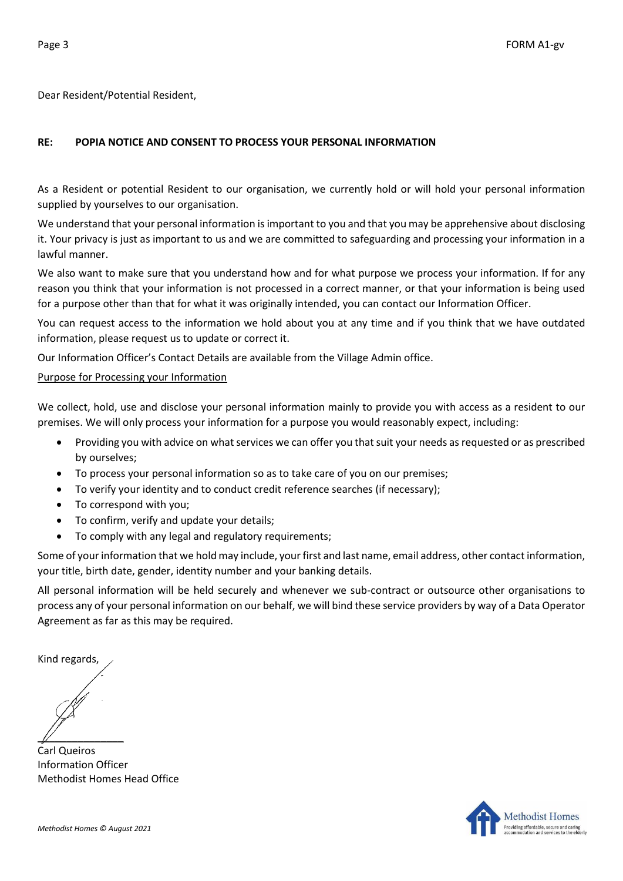Dear Resident/Potential Resident,

**RE: POPIA NOTICE AND CONSENT TO PROCESS YOUR PERSONAL INFORMATION**

As a Resident or potential Resident to our organisation, we currently hold or will hold your personal information supplied by yourselves to our organisation.

We understand that your personal information is important to you and that you may be apprehensive about disclosing it. Your privacy is just as important to us and we are committed to safeguarding and processing your information in a lawful manner.

We also want to make sure that you understand how and for what purpose we process your information. If for any reason you think that your information is not processed in a correct manner, or that your information is being used for a purpose other than that for what it was originally intended, you can contact our Information Officer.

You can request access to the information we hold about you at any time and if you think that we have outdated information, please request us to update or correct it.

Our Information Officer's Contact Details are available from the Village Admin office.

Purpose for Processing your Information

We collect, hold, use and disclose your personal information mainly to provide you with access as a resident to our premises. We will only process your information for a purpose you would reasonably expect, including:

- Providing you with advice on what services we can offer you that suit your needs as requested or as prescribed by ourselves;
- To process your personal information so as to take care of you on our premises;
- To verify your identity and to conduct credit reference searches (if necessary);
- To correspond with you;
- To confirm, verify and update your details;
- To comply with any legal and regulatory requirements;

Some of your information that we hold may include, your first and last name, email address, other contact information, your title, birth date, gender, identity number and your banking details.

All personal information will be held securely and whenever we sub-contract or outsource other organisations to process any of your personal information on our behalf, we will bind these service providers by way of a Data Operator Agreement as far as this may be required.

Kind regards,

Carl Queiros
Information Officer
Methodist Homes Head Office

*Methodist Homes © August 2021*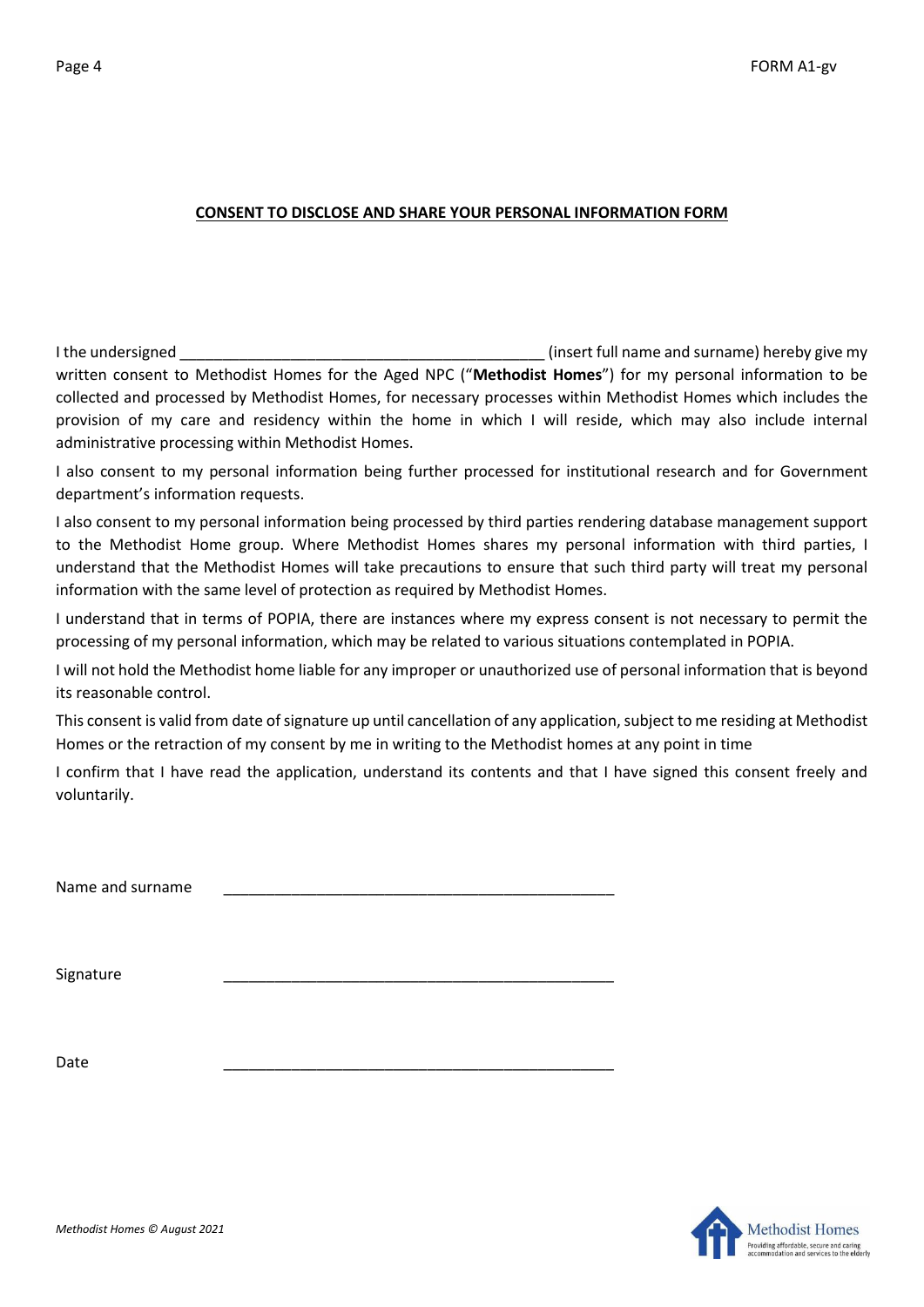## CONSENT TO DISCLOSE AND SHARE YOUR PERSONAL INFORMATION FORM

I the undersigned ___________________________________________ (insert full name and surname) hereby give my written consent to Methodist Homes for the Aged NPC ("**Methodist Homes**") for my personal information to be collected and processed by Methodist Homes, for necessary processes within Methodist Homes which includes the provision of my care and residency within the home in which I will reside, which may also include internal administrative processing within Methodist Homes.

I also consent to my personal information being further processed for institutional research and for Government department's information requests.

I also consent to my personal information being processed by third parties rendering database management support to the Methodist Home group. Where Methodist Homes shares my personal information with third parties, I understand that the Methodist Homes will take precautions to ensure that such third party will treat my personal information with the same level of protection as required by Methodist Homes.

I understand that in terms of POPIA, there are instances where my express consent is not necessary to permit the processing of my personal information, which may be related to various situations contemplated in POPIA.

I will not hold the Methodist home liable for any improper or unauthorized use of personal information that is beyond its reasonable control.

This consent is valid from date of signature up until cancellation of any application, subject to me residing at Methodist Homes or the retraction of my consent by me in writing to the Methodist homes at any point in time

I confirm that I have read the application, understand its contents and that I have signed this consent freely and voluntarily.

Name and surname _______________________________________________

Signature _______________________________________________

Date _______________________________________________

*Methodist Homes © August 2021*